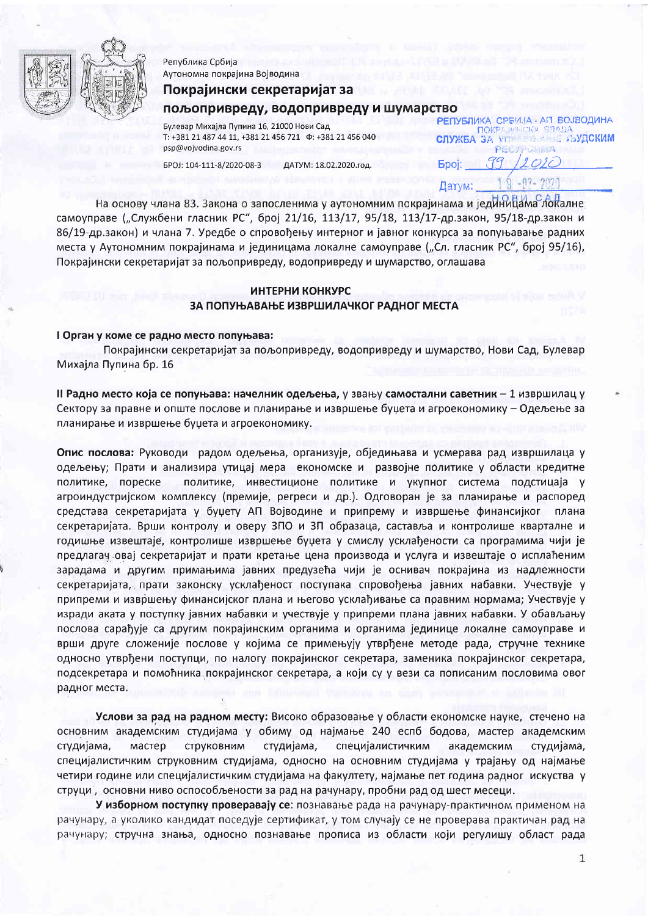Република Србија
Аутономна покрајина Војводина

# Покрајински секретаријат за пољопривреду, водопривреду и шумарство

Булевар Михајла Пупина 16, 21000 Нови Сад
Т: +381 21 487 44 11, +381 21 456 721 Ф: +381 21 456 040
psp@vojvodina.gov.rs

БРОЈ: 104-111-8/2020-08-3 ДАТУМ: 18.02.2020.год.

РЕПУБЛИКА СРБИЈА - АП ВОЈВОДИНА
ПОКРАЈИНСКА ВЛАДА
СЛУЖБА ЗА УПРАВЉАЊЕ ЉУДСКИМ РЕСУРСИМА
Број: 99/2020
Датум: 19-02-2020
НОВИ САД

На основу члана 83. Закона о запосленима у аутономним покрајинама и јединицама локалне самоуправе („Службени гласник РС", број 21/16, 113/17, 95/18, 113/17-др.закон, 95/18-др.закон и 86/19-др.закон) и члана 7. Уредбе о спровођењу интерног и јавног конкурса за попуњавање радних места у Аутономним покрајинама и јединицама локалне самоуправе („Сл. гласник РС", број 95/16), Покрајински секретаријат за пољопривреду, водопривреду и шумарство, оглашава

## ИНТЕРНИ КОНКУРС ЗА ПОПУЊАВАЊЕ ИЗВРШИЛАЧКОГ РАДНОГ МЕСТА

**I Орган у коме се радно место попуњава:**

Покрајински секретаријат за пољопривреду, водопривреду и шумарство, Нови Сад, Булевар Михајла Пупина бр. 16

**II Радно место која се попуњава: начелник одељења,** у звању **самостални саветник** – 1 извршилац у Сектору за правне и опште послове и планирање и извршење буџета и агроекономику – Одељење за планирање и извршење буџета и агроекономику.

**Опис послова:** Руководи радом одељења, организује, обједињава и усмерава рад извршилаца у одељењу; Прати и анализира утицај мера економске и развојне политике у области кредитне политике, пореске политике, инвестиционе политике и укупног система подстицаја у агроиндустријском комплексу (премије, регреси и др.). Одговоран је за планирање и распоред средстава секретаријата у буџету АП Војводине и припрему и извршење финансијког плана секретаријата. Врши контролу и оверу ЗПО и ЗП образаца, саставља и контролише кварталне и годишње извештаје, контролише извршење буџета у смислу усклађености са програмима чији је предлагач овај секретаријат и прати кретање цена производа и услуга и извештаје о исплаћеним зарадама и другим примањима јавних предузећа чији је оснивач покрајина из надлежности секретаријата, прати законску усклађеност поступака спровођења јавних набавки. Учествује у припреми и извршењу финансијског плана и његово усклађивање са правним нормама; Учествује у изради аката у поступку јавних набавки и учествује у припреми плана јавних набавки. У обављању послова сарађује са другим покрајинским органима и органима јединице локалне самоуправе и врши друге сложеније послове у којима се примењују утврђене методе рада, стручне технике односно утврђени поступци, по налогу покрајинског секретара, заменика покрајинског секретара, подсекретара и помоћника покрајинског секретара, а који су у вези са пописаним пословима овог радног места.

**Услови за рад на радном месту:** Високо образовање у области економске науке, стечено на основним академским студијама у обиму од најмање 240 еспб бодова, мастер академским студијама, мастер струковним студијама, специјалистичким академским студијама, специјалистичким струковним студијама, односно на основним студијама у трајању од најмање четири године или специјалистичким студијама на факултету, најмање пет година радног искуства у струци , основни ниво оспособљености за рад на рачунару, пробни рад од шест месеци.

**У изборном поступку проверавају се**: познавање рада на рачунару-практичном применом на рачунару, а уколико кандидат поседује сертификат, у том случају се не проверава практичан рад на рачунару; стручна знања, односно познавање прописа из области који регулишу област рада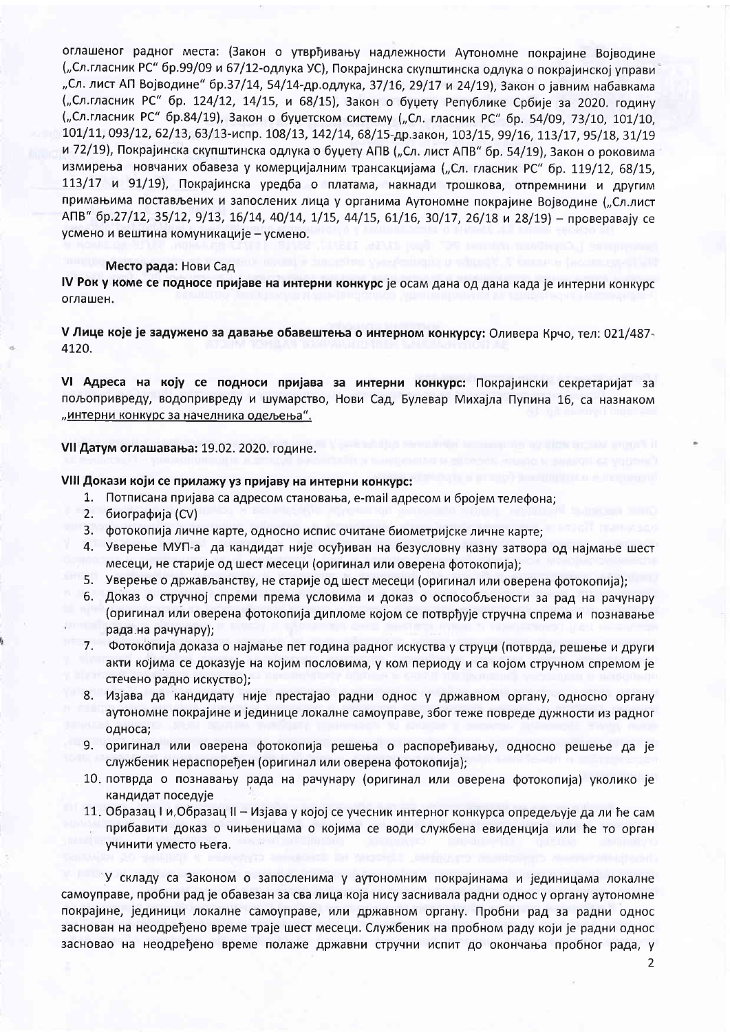оглашеног радног места: (Закон о утврђивању надлежности Аутономне покрајине Војводине („Сл.гласник РС" бр.99/09 и 67/12-одлука УС), Покрајинска скупштинска одлука о покрајинској управи „Сл. лист АП Војводине" бр.37/14, 54/14-др.одлука, 37/16, 29/17 и 24/19), Закон о јавним набавкама („Сл.гласник РС" бр. 124/12, 14/15, и 68/15), Закон о буџету Републике Србије за 2020. годину („Сл.гласник РС" бр.84/19), Закон о буџетском систему („Сл. гласник РС" бр. 54/09, 73/10, 101/10, 101/11, 093/12, 62/13, 63/13-испр. 108/13, 142/14, 68/15-др.закон, 103/15, 99/16, 113/17, 95/18, 31/19 и 72/19), Покрајинска скупштинска одлука о буџету АПВ („Сл. лист АПВ" бр. 54/19), Закон о роковима измирења новчаних обавеза у комерцијалним трансакцијама („Сл. гласник РС" бр. 119/12, 68/15, 113/17 и 91/19), Покрајинска уредба о платама, накнади трошкова, отпремнини и другим примањима постављених и запослених лица у органима Аутономне покрајине Војводине („Сл.лист АПВ" бр.27/12, 35/12, 9/13, 16/14, 40/14, 1/15, 44/15, 61/16, 30/17, 26/18 и 28/19) – проверавају се усмено и вештина комуникације – усмено.

**Место рада**: Нови Сад

**IV Рок у коме се подносе пријаве на интерни конкурс** је осам дана од дана када је интерни конкурс оглашен.

**V Лице које је задужено за давање обавештења о интерном конкурсу:** Оливера Крчо, тел: 021/487-4120.

**VI Адреса на коју се подноси пријава за интерни конкурс:** Покрајински секретаријат за пољопривреду, водопривреду и шумарство, Нови Сад, Булевар Михајла Пупина 16, са назнаком „интерни конкурс за начелника одељења".

**VII Датум оглашавања:** 19.02. 2020. године.

**VIII Докази који се прилажу уз пријаву на интерни конкурс:**

1. Потписана пријава са адресом становања, e-mail адресом и бројем телефона;
2. биографија (CV)
3. фотокопија личне карте, односно испис очитане биометријске личне карте;
4. Уверење МУП-а да кандидат није осуђиван на безусловну казну затвора од најмање шест месеци, не старије од шест месеци (оригинал или оверена фотокопија);
5. Уверење о држављанству, не старије од шест месеци (оригинал или оверена фотокопија);
6. Доказ о стручној спреми према условима и доказ о оспособљености за рад на рачунару (оригинал или оверена фотокопија дипломе којом се потврђује стручна спрема и познавање рада на рачунару);
7. Фотокопија доказа о најмање пет година радног искуства у струци (потврда, решење и други акти којима се доказује на којим пословима, у ком периоду и са којом стручном спремом је стечено радно искуство);
8. Изјава да кандидату није престајао радни однос у државном органу, односно органу аутономне покрајине и јединице локалне самоуправе, због теже повреде дужности из радног односа;
9. оригинал или оверена фотокопија решења о распоређивању, односно решење да је службеник нераспоређен (оригинал или оверена фотокопија);
10. потврда о познавању рада на рачунару (оригинал или оверена фотокопија) уколико је кандидат поседује
11. Образац I и Образац II – Изјава у којој се учесник интерног конкурса опредељује да ли ће сам прибавити доказ о чињеницама о којима се води службена евиденција или ће то орган учинити уместо њега.

У складу са Законом о запосленима у аутономним покрајинама и јединицама локалне самоуправе, пробни рад је обавезан за сва лица која нису заснивала радни однос у органу аутономне покрајине, јединици локалне самоуправе, или државном органу. Пробни рад за радни однос заснован на неодређено време траје шест месеци. Службеник на пробном раду који је радни однос засновао на неодређено време полаже државни стручни испит до окончања пробног рада, у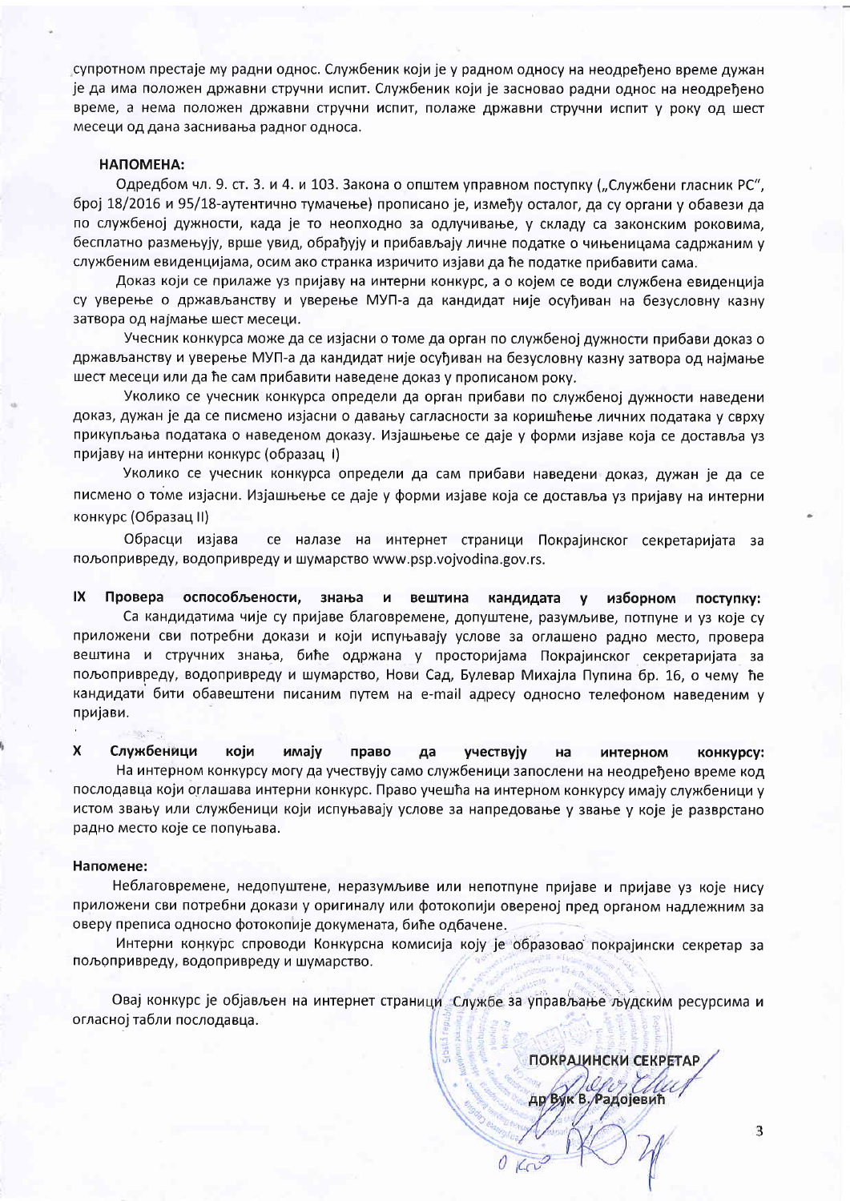супротном престаје му радни однос. Службеник који је у радном односу на неодређено време дужан је да има положен државни стручни испит. Службеник који је засновао радни однос на неодређено време, а нема положен државни стручни испит, полаже државни стручни испит у року од шест месеци од дана заснивања радног односа.

**НАПОМЕНА:**

Одредбом чл. 9. ст. 3. и 4. и 103. Закона о општем управном поступку („Службени гласник РС", број 18/2016 и 95/18-аутентично тумачење) прописано је, између осталог, да су органи у обавези да по службеној дужности, када је то неопходно за одлучивање, у складу са законским роковима, бесплатно размењују, врше увид, обрађују и прибављају личне податке о чињеницама садржаним у службеним евиденцијама, осим ако странка изричито изјави да ће податке прибавити сама.

Доказ који се прилаже уз пријаву на интерни конкурс, а о којем се води службена евиденција су уверење о држављанству и уверење МУП-а да кандидат није осуђиван на безусловну казну затвора од најмање шест месеци.

Учесник конкурса може да се изјасни о томе да орган по службеној дужности прибави доказ о држављанству и уверење МУП-а да кандидат није осуђиван на безусловну казну затвора од најмање шест месеци или да ће сам прибавити наведене доказ у прописаном року.

Уколико се учесник конкурса определи да орган прибави по службеној дужности наведени доказ, дужан је да се писмено изјасни о давању сагласности за коришћење личних података у сврху прикупљања података о наведеном доказу. Изјашњење се даје у форми изјаве која се доставља уз пријаву на интерни конкурс (образац I)

Уколико се учесник конкурса определи да сам прибави наведени доказ, дужан је да се писмено о томе изјасни. Изјашњење се даје у форми изјаве која се доставља уз пријаву на интерни конкурс (Образац II)

Обрасци изјава се налазе на интернет страници Покрајинског секретаријата за пољопривреду, водопривреду и шумарство www.psp.vojvodina.gov.rs.

**IX Провера оспособљености, знања и вештина кандидата у изборном поступку:**

Са кандидатима чије су пријаве благовремене, допуштене, разумљиве, потпуне и уз које су приложени сви потребни докази и који испуњавају услове за оглашено радно место, провера вештина и стручних знања, биће одржана у просторијама Покрајинског секретаријата за пољопривреду, водопривреду и шумарство, Нови Сад, Булевар Михајла Пупина бр. 16, о чему ће кандидати бити обавештени писаним путем на e-mail адресу односно телефоном наведеним у пријави.

**X Службеници који имају право да учествују на интерном конкурсу:**

На интерном конкурсу могу да учествују само службеници запослени на неодређено време код послодавца који оглашава интерни конкурс. Право учешћа на интерном конкурсу имају службеници у истом звању или службеници који испуњавају услове за напредовање у звање у које је разврстано радно место које се попуњава.

**Напомене:**

Неблаговремене, недопуштене, неразумљиве или непотпуне пријаве и пријаве уз које нису приложени сви потребни докази у оригиналу или фотокопији овереној пред органом надлежним за оверу преписа односно фотокопије докумената, биће одбачене.

Интерни конкурс спроводи Конкурсна комисија коју је образовао покрајински секретар за пољопривреду, водопривреду и шумарство.

Овај конкурс је објављен на интернет страници Службе за управљање људским ресурсима и огласној табли послодавца.

ПОКРАЈИНСКИ СЕКРЕТАР

др Вук В. Радојевић